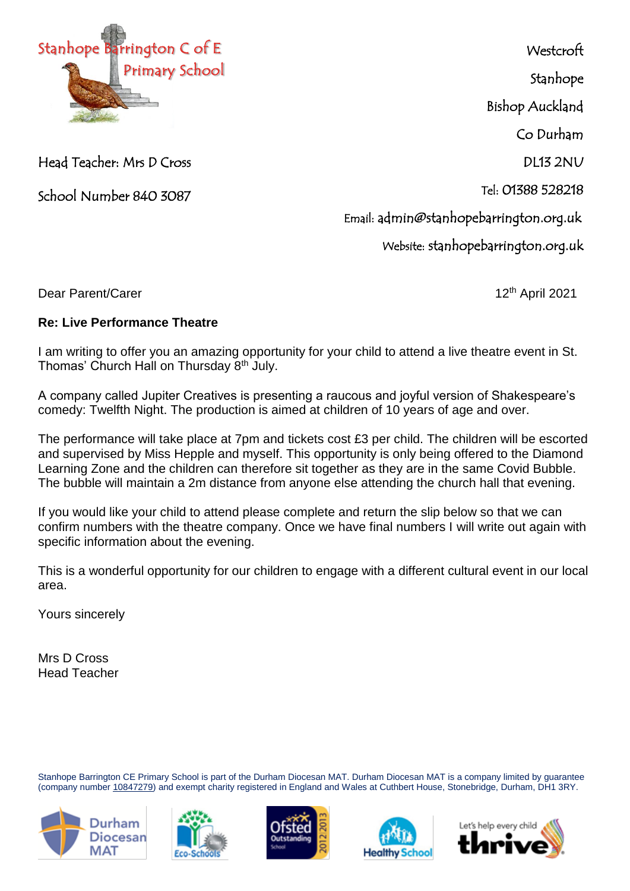Stanhope Barrington C of E Primary School

Head Teacher: Mrs D Cross

School Number 840 3087

Westcroft
Stanhope
Bishop Auckland
Co Durham
DL13 2NU
Tel: 01388 528218
Email: admin@stanhopebarrington.org.uk
Website: stanhopebarrington.org.uk

Dear Parent/Carer

12th April 2021

**Re: Live Performance Theatre**

I am writing to offer you an amazing opportunity for your child to attend a live theatre event in St. Thomas' Church Hall on Thursday 8th July.

A company called Jupiter Creatives is presenting a raucous and joyful version of Shakespeare's comedy: Twelfth Night. The production is aimed at children of 10 years of age and over.

The performance will take place at 7pm and tickets cost £3 per child. The children will be escorted and supervised by Miss Hepple and myself. This opportunity is only being offered to the Diamond Learning Zone and the children can therefore sit together as they are in the same Covid Bubble. The bubble will maintain a 2m distance from anyone else attending the church hall that evening.

If you would like your child to attend please complete and return the slip below so that we can confirm numbers with the theatre company. Once we have final numbers I will write out again with specific information about the evening.

This is a wonderful opportunity for our children to engage with a different cultural event in our local area.

Yours sincerely

Mrs D Cross
Head Teacher

Stanhope Barrington CE Primary School is part of the Durham Diocesan MAT. Durham Diocesan MAT is a company limited by guarantee (company number 10847279) and exempt charity registered in England and Wales at Cuthbert House, Stonebridge, Durham, DH1 3RY.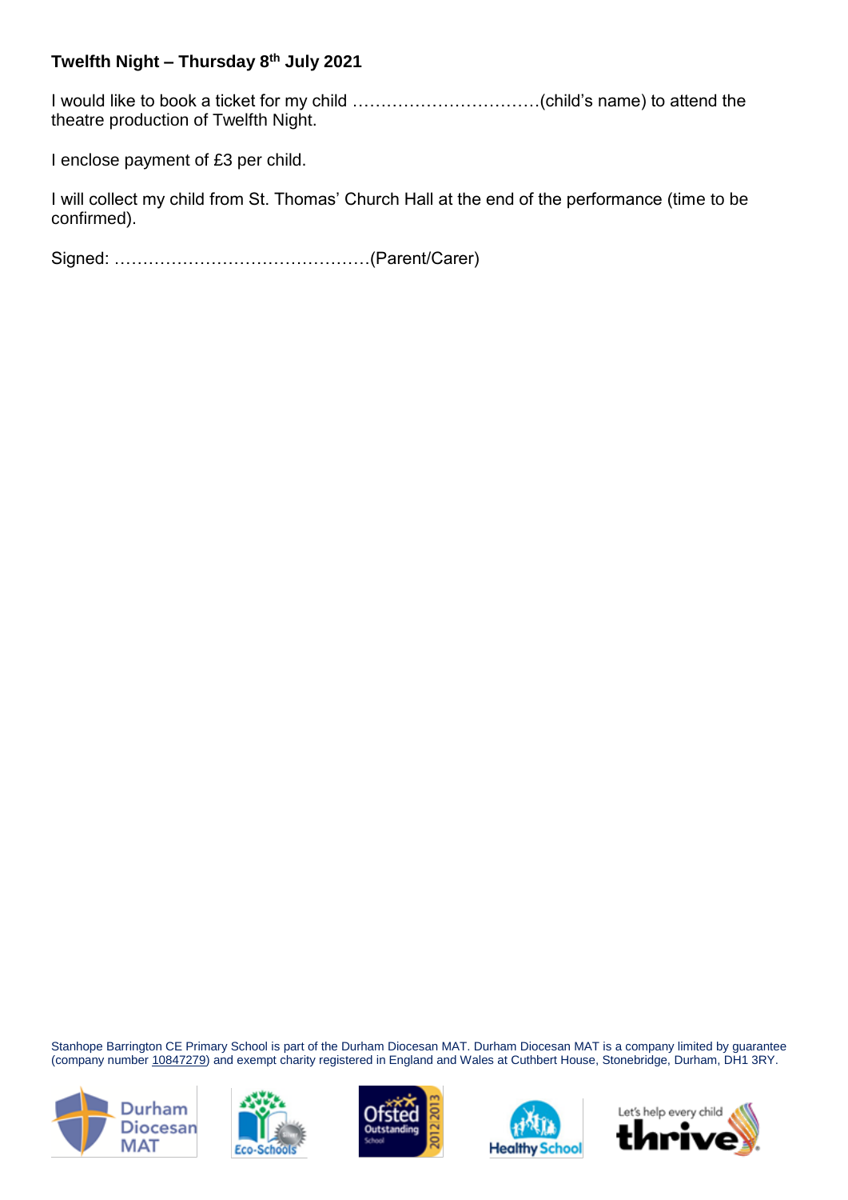**Twelfth Night – Thursday 8th July 2021**

I would like to book a ticket for my child ……………………………(child's name) to attend the theatre production of Twelfth Night.

I enclose payment of £3 per child.

I will collect my child from St. Thomas' Church Hall at the end of the performance (time to be confirmed).

Signed: ………………………………………(Parent/Carer)

Stanhope Barrington CE Primary School is part of the Durham Diocesan MAT. Durham Diocesan MAT is a company limited by guarantee (company number 10847279) and exempt charity registered in England and Wales at Cuthbert House, Stonebridge, Durham, DH1 3RY.